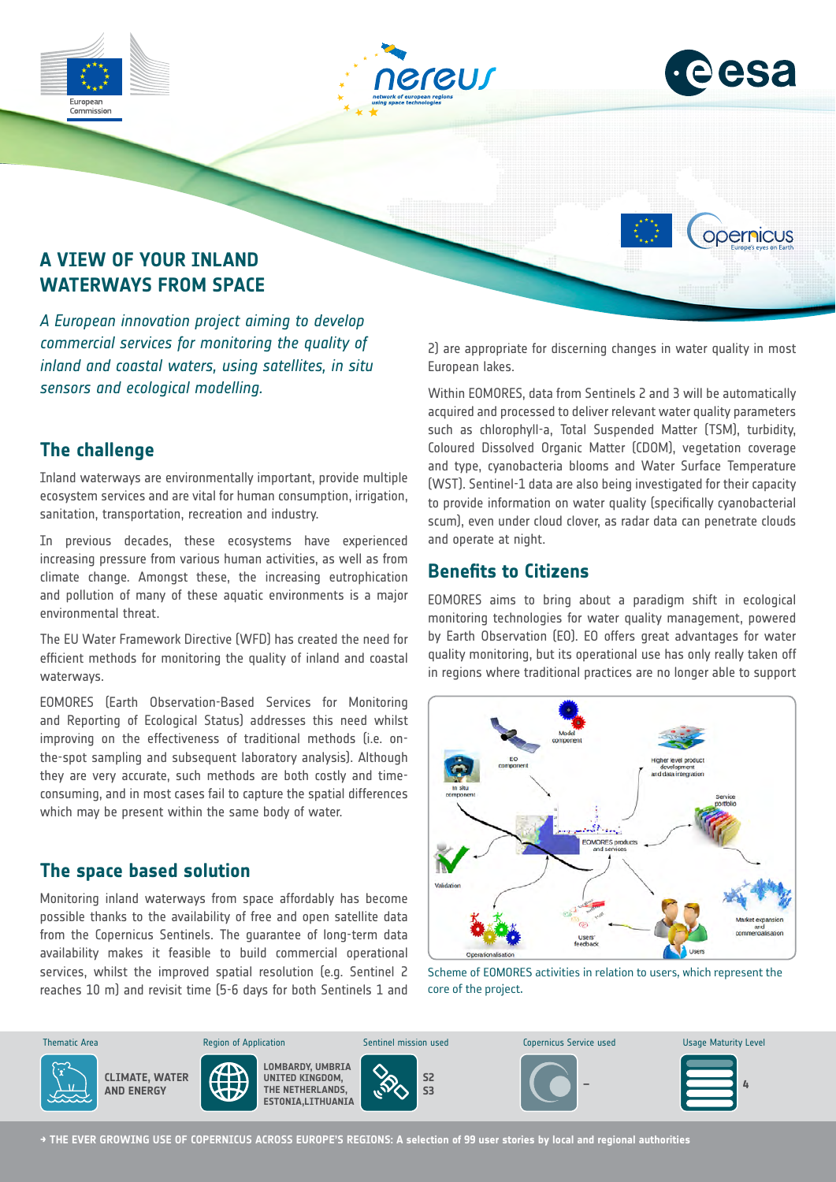# A VIEW OF YOUR INLAND WATERWAYS FROM SPACE

*A European innovation project aiming to develop commercial services for monitoring the quality of inland and coastal waters, using satellites, in situ sensors and ecological modelling.*

## The challenge

Inland waterways are environmentally important, provide multiple ecosystem services and are vital for human consumption, irrigation, sanitation, transportation, recreation and industry.

In previous decades, these ecosystems have experienced increasing pressure from various human activities, as well as from climate change. Amongst these, the increasing eutrophication and pollution of many of these aquatic environments is a major environmental threat.

The EU Water Framework Directive (WFD) has created the need for efficient methods for monitoring the quality of inland and coastal waterways.

EOMORES (Earth Observation-Based Services for Monitoring and Reporting of Ecological Status) addresses this need whilst improving on the effectiveness of traditional methods (i.e. on-the-spot sampling and subsequent laboratory analysis). Although they are very accurate, such methods are both costly and time-consuming, and in most cases fail to capture the spatial differences which may be present within the same body of water.

## The space based solution

Monitoring inland waterways from space affordably has become possible thanks to the availability of free and open satellite data from the Copernicus Sentinels. The guarantee of long-term data availability makes it feasible to build commercial operational services, whilst the improved spatial resolution (e.g. Sentinel 2 reaches 10 m) and revisit time (5-6 days for both Sentinels 1 and 2) are appropriate for discerning changes in water quality in most European lakes.

Within EOMORES, data from Sentinels 2 and 3 will be automatically acquired and processed to deliver relevant water quality parameters such as chlorophyll-a, Total Suspended Matter (TSM), turbidity, Coloured Dissolved Organic Matter (CDOM), vegetation coverage and type, cyanobacteria blooms and Water Surface Temperature (WST). Sentinel-1 data are also being investigated for their capacity to provide information on water quality (specifically cyanobacterial scum), even under cloud clover, as radar data can penetrate clouds and operate at night.

## Benefits to Citizens

EOMORES aims to bring about a paradigm shift in ecological monitoring technologies for water quality management, powered by Earth Observation (EO). EO offers great advantages for water quality monitoring, but its operational use has only really taken off in regions where traditional practices are no longer able to support

Scheme of EOMORES activities in relation to users, which represent the core of the project.

| Thematic Area | Region of Application | Sentinel mission used | Copernicus Service used | Usage Maturity Level |
| --- | --- | --- | --- | --- |
| CLIMATE, WATER AND ENERGY | LOMBARDY, UMBRIA UNITED KINGDOM, THE NETHERLANDS, ESTONIA,LITHUANIA | S2 S3 | – | 4 |

→ THE EVER GROWING USE OF COPERNICUS ACROSS EUROPE'S REGIONS: A selection of 99 user stories by local and regional authorities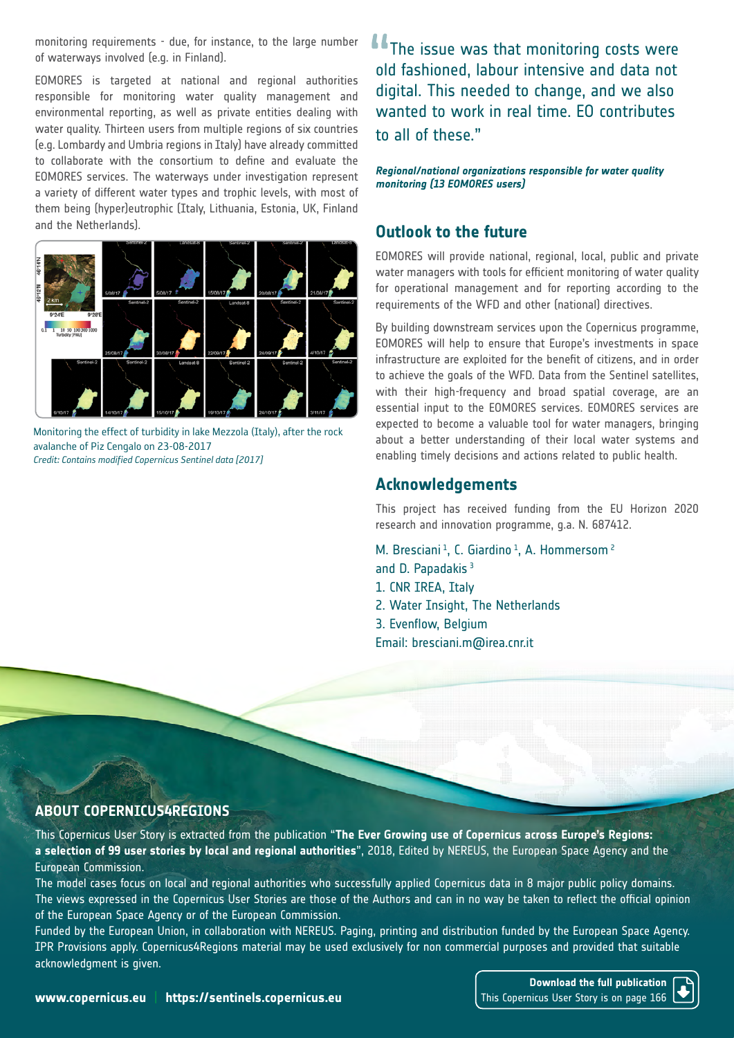monitoring requirements - due, for instance, to the large number of waterways involved (e.g. in Finland).

EOMORES is targeted at national and regional authorities responsible for monitoring water quality management and environmental reporting, as well as private entities dealing with water quality. Thirteen users from multiple regions of six countries (e.g. Lombardy and Umbria regions in Italy) have already committed to collaborate with the consortium to define and evaluate the EOMORES services. The waterways under investigation represent a variety of different water types and trophic levels, with most of them being (hyper)eutrophic (Italy, Lithuania, Estonia, UK, Finland and the Netherlands).

Monitoring the effect of turbidity in lake Mezzola (Italy), after the rock avalanche of Piz Cengalo on 23-08-2017
*Credit: Contains modified Copernicus Sentinel data [2017]*

> "The issue was that monitoring costs were old fashioned, labour intensive and data not digital. This needed to change, and we also wanted to work in real time. EO contributes to all of these."

***Regional/national organizations responsible for water quality monitoring (13 EOMORES users)***

## Outlook to the future

EOMORES will provide national, regional, local, public and private water managers with tools for efficient monitoring of water quality for operational management and for reporting according to the requirements of the WFD and other (national) directives.

By building downstream services upon the Copernicus programme, EOMORES will help to ensure that Europe's investments in space infrastructure are exploited for the benefit of citizens, and in order to achieve the goals of the WFD. Data from the Sentinel satellites, with their high-frequency and broad spatial coverage, are an essential input to the EOMORES services. EOMORES services are expected to become a valuable tool for water managers, bringing about a better understanding of their local water systems and enabling timely decisions and actions related to public health.

## Acknowledgements

This project has received funding from the EU Horizon 2020 research and innovation programme, g.a. N. 687412.

M. Bresciani [1], C. Giardino [1], A. Hommersom [2] and D. Papadakis [3]
1. CNR IREA, Italy
2. Water Insight, The Netherlands
3. Evenflow, Belgium
Email: bresciani.m@irea.cnr.it

## ABOUT COPERNICUS4REGIONS

This Copernicus User Story is extracted from the publication "**The Ever Growing use of Copernicus across Europe's Regions: a selection of 99 user stories by local and regional authorities**", 2018, Edited by NEREUS, the European Space Agency and the European Commission.
The model cases focus on local and regional authorities who successfully applied Copernicus data in 8 major public policy domains. The views expressed in the Copernicus User Stories are those of the Authors and can in no way be taken to reflect the official opinion of the European Space Agency or of the European Commission.
Funded by the European Union, in collaboration with NEREUS. Paging, printing and distribution funded by the European Space Agency. IPR Provisions apply. Copernicus4Regions material may be used exclusively for non commercial purposes and provided that suitable acknowledgment is given.

**www.copernicus.eu** | **https://sentinels.copernicus.eu**

**Download the full publication**
This Copernicus User Story is on page 166